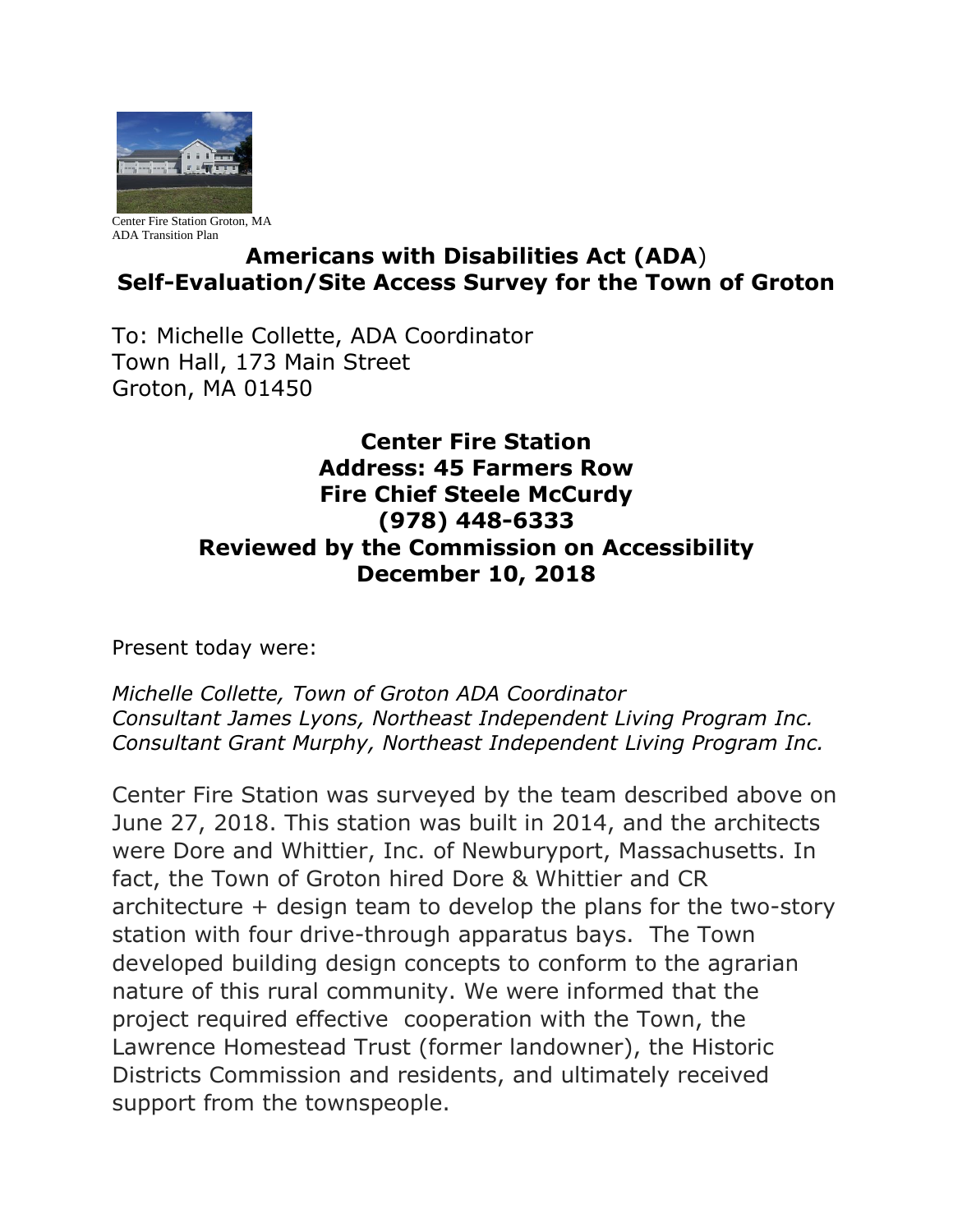Center Fire Station Groton, MA
ADA Transition Plan

# Americans with Disabilities Act (ADA) Self-Evaluation/Site Access Survey for the Town of Groton

To: Michelle Collette, ADA Coordinator
Town Hall, 173 Main Street
Groton, MA 01450

**Center Fire Station**
**Address: 45 Farmers Row**
**Fire Chief Steele McCurdy**
**(978) 448-6333**
**Reviewed by the Commission on Accessibility**
**December 10, 2018**

Present today were:

*Michelle Collette, Town of Groton ADA Coordinator*
*Consultant James Lyons, Northeast Independent Living Program Inc.*
*Consultant Grant Murphy, Northeast Independent Living Program Inc.*

Center Fire Station was surveyed by the team described above on June 27, 2018. This station was built in 2014, and the architects were Dore and Whittier, Inc. of Newburyport, Massachusetts. In fact, the Town of Groton hired Dore & Whittier and CR architecture + design team to develop the plans for the two-story station with four drive-through apparatus bays. The Town developed building design concepts to conform to the agrarian nature of this rural community. We were informed that the project required effective cooperation with the Town, the Lawrence Homestead Trust (former landowner), the Historic Districts Commission and residents, and ultimately received support from the townspeople.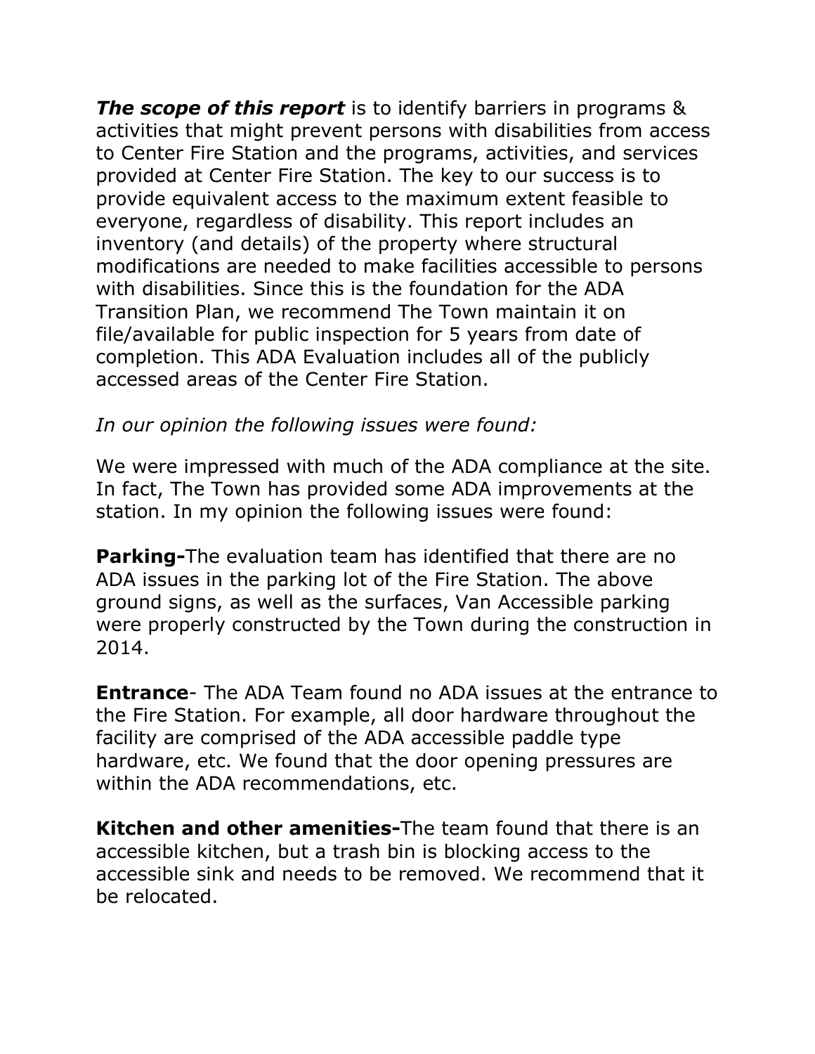***The scope of this report*** is to identify barriers in programs & activities that might prevent persons with disabilities from access to Center Fire Station and the programs, activities, and services provided at Center Fire Station. The key to our success is to provide equivalent access to the maximum extent feasible to everyone, regardless of disability. This report includes an inventory (and details) of the property where structural modifications are needed to make facilities accessible to persons with disabilities. Since this is the foundation for the ADA Transition Plan, we recommend The Town maintain it on file/available for public inspection for 5 years from date of completion. This ADA Evaluation includes all of the publicly accessed areas of the Center Fire Station.

*In our opinion the following issues were found:*

We were impressed with much of the ADA compliance at the site. In fact, The Town has provided some ADA improvements at the station. In my opinion the following issues were found:

**Parking-**The evaluation team has identified that there are no ADA issues in the parking lot of the Fire Station. The above ground signs, as well as the surfaces, Van Accessible parking were properly constructed by the Town during the construction in 2014.

**Entrance**- The ADA Team found no ADA issues at the entrance to the Fire Station. For example, all door hardware throughout the facility are comprised of the ADA accessible paddle type hardware, etc. We found that the door opening pressures are within the ADA recommendations, etc.

**Kitchen and other amenities-**The team found that there is an accessible kitchen, but a trash bin is blocking access to the accessible sink and needs to be removed. We recommend that it be relocated.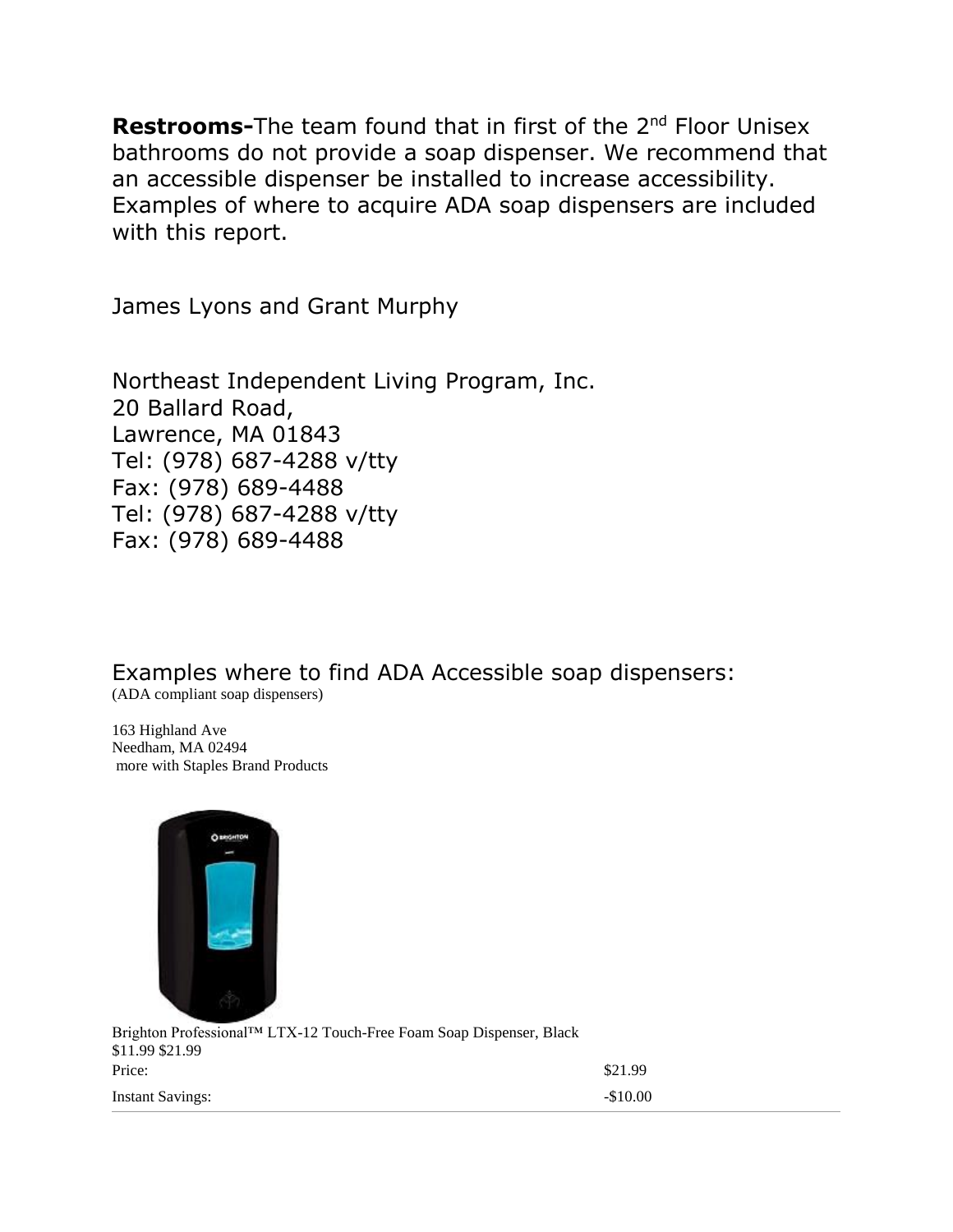**Restrooms-**The team found that in first of the 2nd Floor Unisex bathrooms do not provide a soap dispenser. We recommend that an accessible dispenser be installed to increase accessibility. Examples of where to acquire ADA soap dispensers are included with this report.

James Lyons and Grant Murphy

Northeast Independent Living Program, Inc.
20 Ballard Road,
Lawrence, MA 01843
Tel: (978) 687-4288 v/tty
Fax: (978) 689-4488
Tel: (978) 687-4288 v/tty
Fax: (978) 689-4488

Examples where to find ADA Accessible soap dispensers:
(ADA compliant soap dispensers)

163 Highland Ave
Needham, MA 02494
more with Staples Brand Products

Brighton Professional™ LTX-12 Touch-Free Foam Soap Dispenser, Black
$11.99 $21.99

| | |
|---|---|
| Price: | $21.99 |
| Instant Savings: | -$10.00 |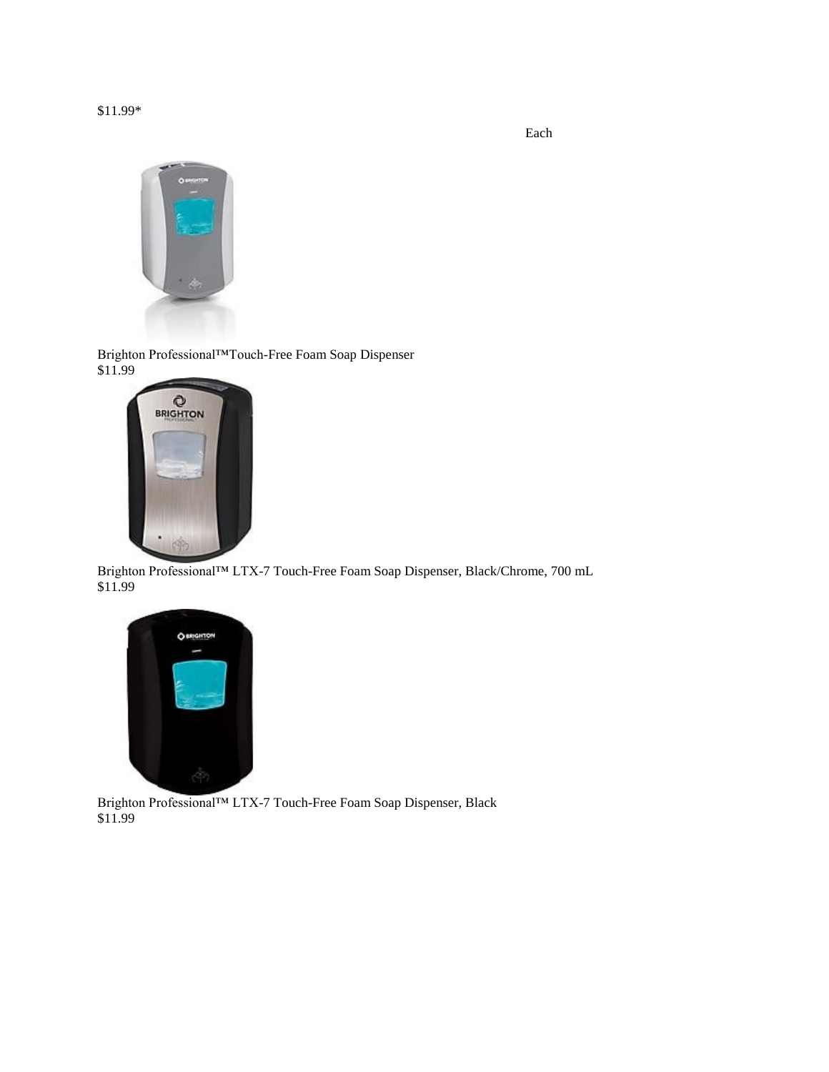$11.99*

Each

Brighton Professional™Touch-Free Foam Soap Dispenser
$11.99

Brighton Professional™ LTX-7 Touch-Free Foam Soap Dispenser, Black/Chrome, 700 mL
$11.99

Brighton Professional™ LTX-7 Touch-Free Foam Soap Dispenser, Black
$11.99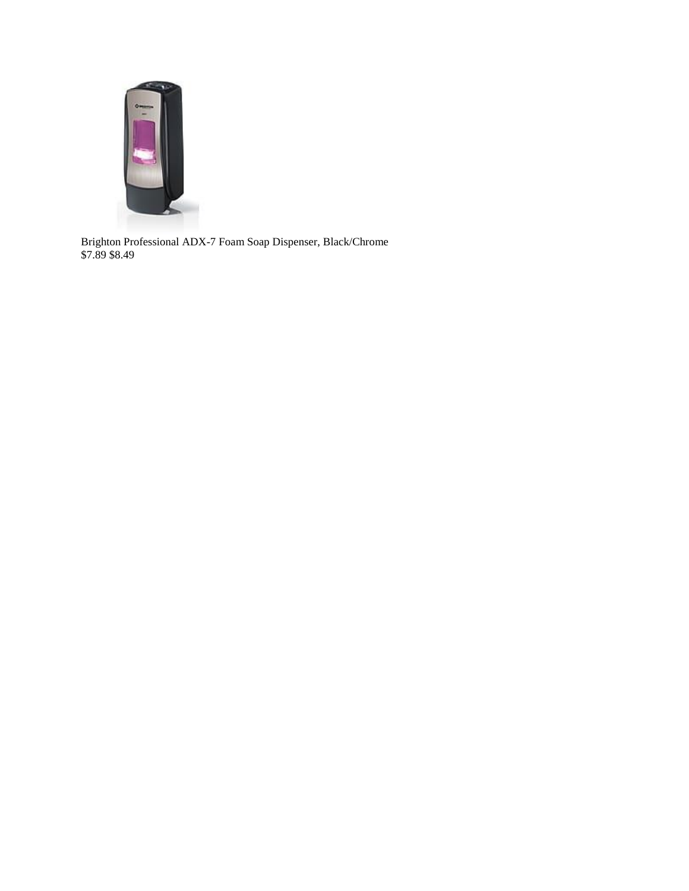Brighton Professional ADX-7 Foam Soap Dispenser, Black/Chrome
$7.89 $8.49